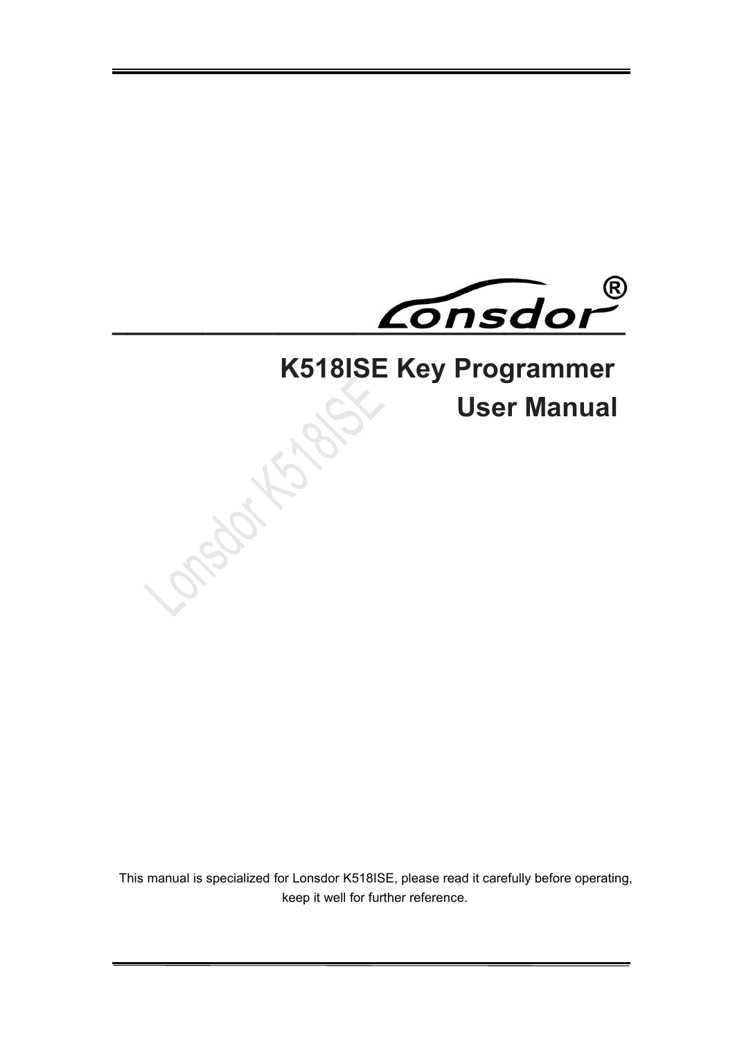Lonsdor®

# K518ISE Key Programmer User Manual

This manual is specialized for Lonsdor K518ISE, please read it carefully before operating, keep it well for further reference.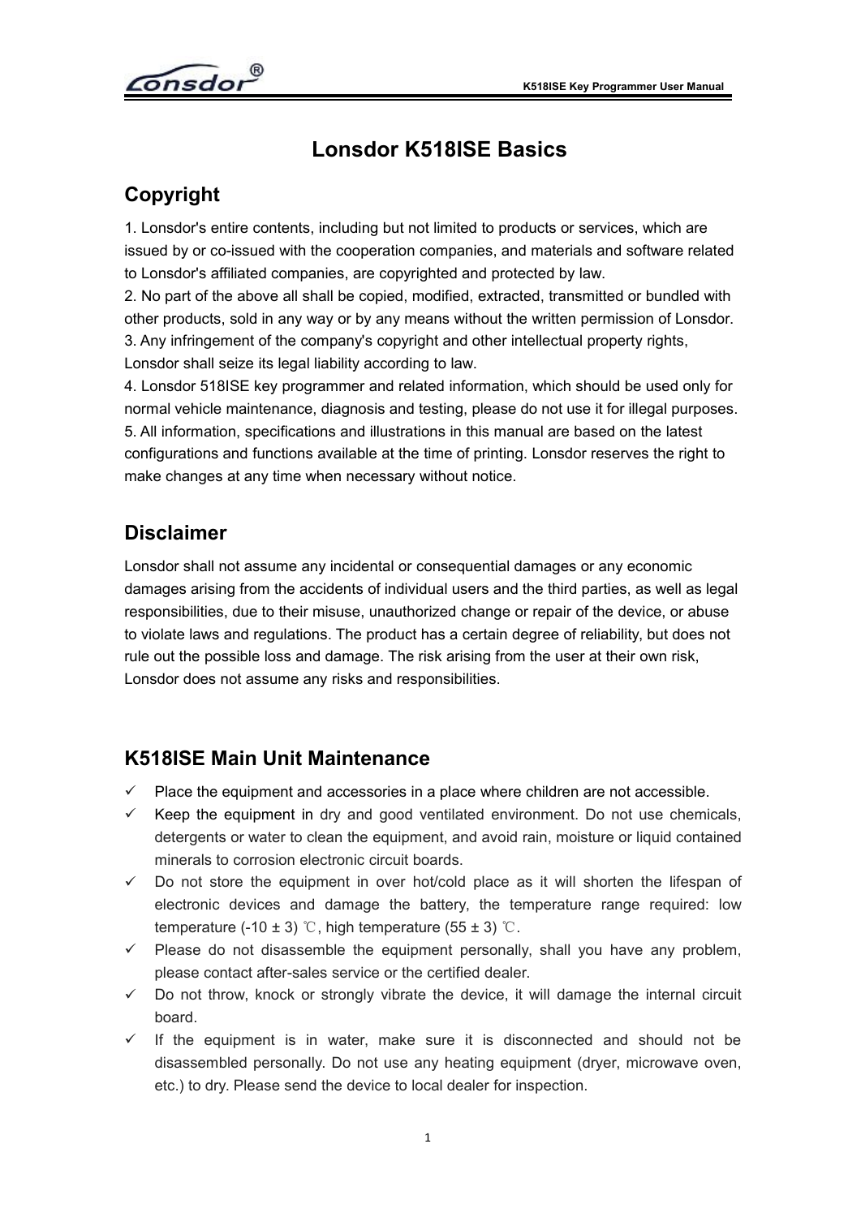# Lonsdor K518ISE Basics

## Copyright

1. Lonsdor's entire contents, including but not limited to products or services, which are issued by or co-issued with the cooperation companies, and materials and software related to Lonsdor's affiliated companies, are copyrighted and protected by law.
2. No part of the above all shall be copied, modified, extracted, transmitted or bundled with other products, sold in any way or by any means without the written permission of Lonsdor.
3. Any infringement of the company's copyright and other intellectual property rights, Lonsdor shall seize its legal liability according to law.
4. Lonsdor 518ISE key programmer and related information, which should be used only for normal vehicle maintenance, diagnosis and testing, please do not use it for illegal purposes.
5. All information, specifications and illustrations in this manual are based on the latest configurations and functions available at the time of printing. Lonsdor reserves the right to make changes at any time when necessary without notice.

## Disclaimer

Lonsdor shall not assume any incidental or consequential damages or any economic damages arising from the accidents of individual users and the third parties, as well as legal responsibilities, due to their misuse, unauthorized change or repair of the device, or abuse to violate laws and regulations. The product has a certain degree of reliability, but does not rule out the possible loss and damage. The risk arising from the user at their own risk, Lonsdor does not assume any risks and responsibilities.

## K518ISE Main Unit Maintenance

- ✓ Place the equipment and accessories in a place where children are not accessible.
- ✓ Keep the equipment in dry and good ventilated environment. Do not use chemicals, detergents or water to clean the equipment, and avoid rain, moisture or liquid contained minerals to corrosion electronic circuit boards.
- ✓ Do not store the equipment in over hot/cold place as it will shorten the lifespan of electronic devices and damage the battery, the temperature range required: low temperature (-10 ± 3) ℃, high temperature (55 ± 3) ℃.
- ✓ Please do not disassemble the equipment personally, shall you have any problem, please contact after-sales service or the certified dealer.
- ✓ Do not throw, knock or strongly vibrate the device, it will damage the internal circuit board.
- ✓ If the equipment is in water, make sure it is disconnected and should not be disassembled personally. Do not use any heating equipment (dryer, microwave oven, etc.) to dry. Please send the device to local dealer for inspection.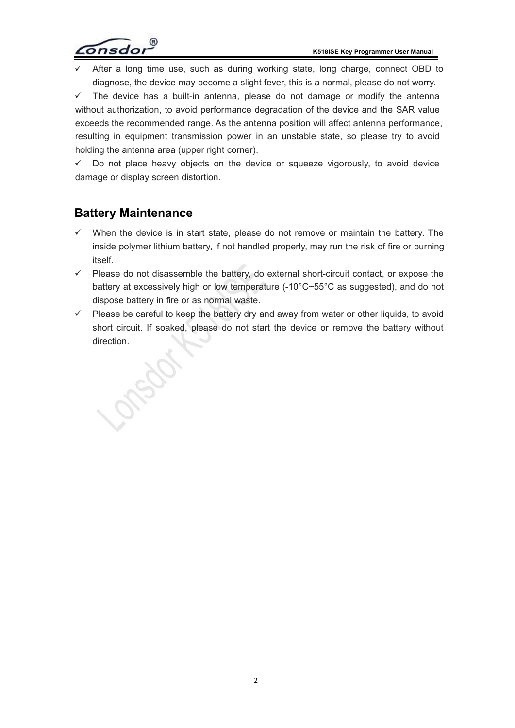- After a long time use, such as during working state, long charge, connect OBD to diagnose, the device may become a slight fever, this is a normal, please do not worry.
- The device has a built-in antenna, please do not damage or modify the antenna without authorization, to avoid performance degradation of the device and the SAR value exceeds the recommended range. As the antenna position will affect antenna performance, resulting in equipment transmission power in an unstable state, so please try to avoid holding the antenna area (upper right corner).
- Do not place heavy objects on the device or squeeze vigorously, to avoid device damage or display screen distortion.

## Battery Maintenance

- When the device is in start state, please do not remove or maintain the battery. The inside polymer lithium battery, if not handled properly, may run the risk of fire or burning itself.
- Please do not disassemble the battery, do external short-circuit contact, or expose the battery at excessively high or low temperature (-10°C~55°C as suggested), and do not dispose battery in fire or as normal waste.
- Please be careful to keep the battery dry and away from water or other liquids, to avoid short circuit. If soaked, please do not start the device or remove the battery without direction.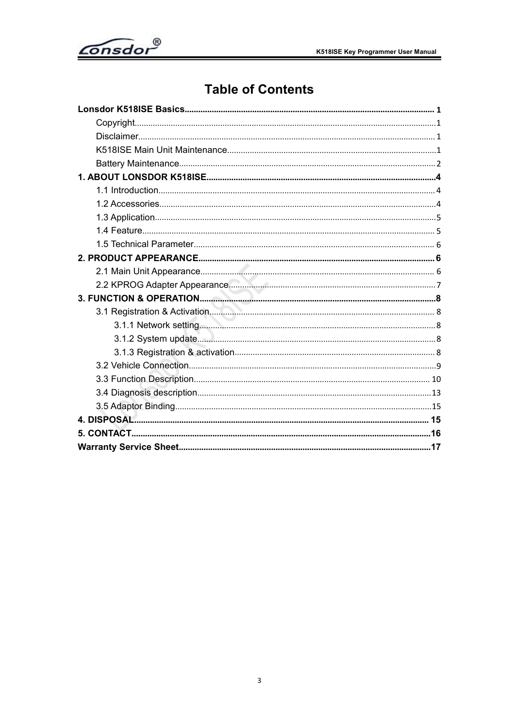# Table of Contents

**Lonsdor K518ISE Basics** .......... 1

- Copyright .......... 1
- Disclaimer .......... 1
- K518ISE Main Unit Maintenance .......... 1
- Battery Maintenance .......... 2

**1. ABOUT LONSDOR K518ISE** .......... 4

- 1.1 Introduction .......... 4
- 1.2 Accessories .......... 4
- 1.3 Application .......... 5
- 1.4 Feature .......... 5
- 1.5 Technical Parameter .......... 6

**2. PRODUCT APPEARANCE** .......... 6

- 2.1 Main Unit Appearance .......... 6
- 2.2 KPROG Adapter Appearance .......... 7

**3. FUNCTION & OPERATION** .......... 8

- 3.1 Registration & Activation .......... 8
  - 3.1.1 Network setting .......... 8
  - 3.1.2 System update .......... 8
  - 3.1.3 Registration & activation .......... 8
- 3.2 Vehicle Connection .......... 9
- 3.3 Function Description .......... 10
- 3.4 Diagnosis description .......... 13
- 3.5 Adaptor Binding .......... 15

**4. DISPOSAL** .......... 15

**5. CONTACT** .......... 16

**Warranty Service Sheet** .......... 17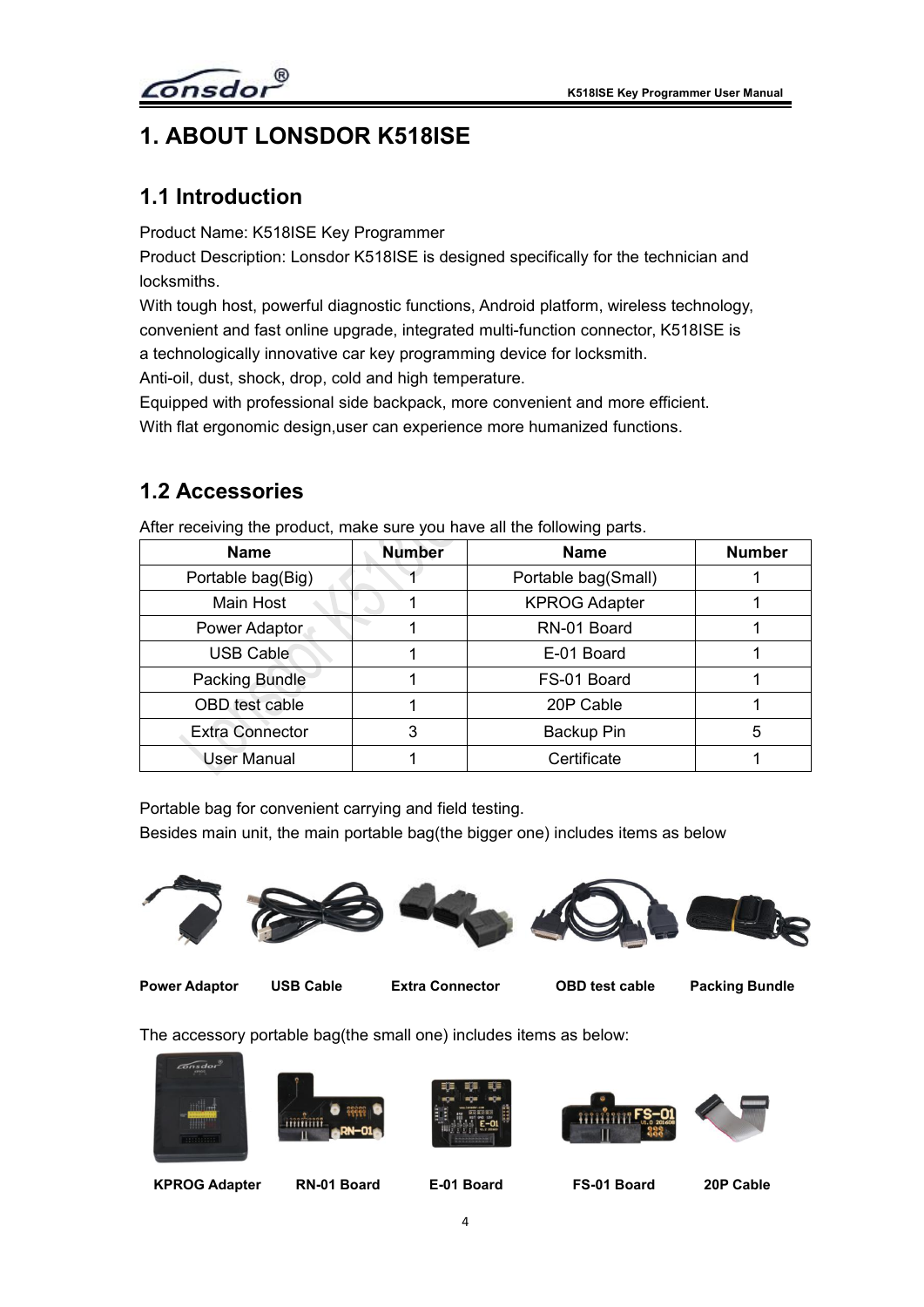# 1. ABOUT LONSDOR K518ISE

## 1.1 Introduction

Product Name: K518ISE Key Programmer

Product Description: Lonsdor K518ISE is designed specifically for the technician and locksmiths.

With tough host, powerful diagnostic functions, Android platform, wireless technology, convenient and fast online upgrade, integrated multi-function connector, K518ISE is a technologically innovative car key programming device for locksmith.

Anti-oil, dust, shock, drop, cold and high temperature.

Equipped with professional side backpack, more convenient and more efficient.

With flat ergonomic design,user can experience more humanized functions.

## 1.2 Accessories

After receiving the product, make sure you have all the following parts.

| Name | Number | Name | Number |
|---|---|---|---|
| Portable bag(Big) | 1 | Portable bag(Small) | 1 |
| Main Host | 1 | KPROG Adapter | 1 |
| Power Adaptor | 1 | RN-01 Board | 1 |
| USB Cable | 1 | E-01 Board | 1 |
| Packing Bundle | 1 | FS-01 Board | 1 |
| OBD test cable | 1 | 20P Cable | 1 |
| Extra Connector | 3 | Backup Pin | 5 |
| User Manual | 1 | Certificate | 1 |

Portable bag for convenient carrying and field testing.

Besides main unit, the main portable bag(the bigger one) includes items as below

**Power Adaptor** **USB Cable** **Extra Connector** **OBD test cable** **Packing Bundle**

The accessory portable bag(the small one) includes items as below:

**KPROG Adapter** **RN-01 Board** **E-01 Board** **FS-01 Board** **20P Cable**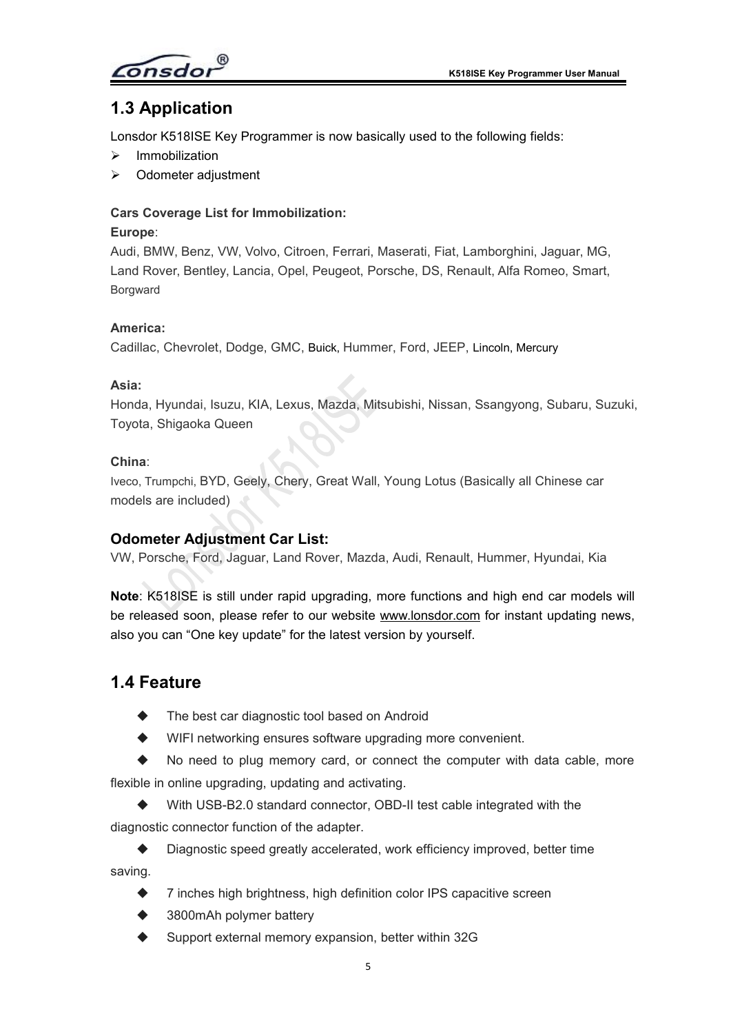## 1.3 Application

Lonsdor K518ISE Key Programmer is now basically used to the following fields:

- Immobilization
- Odometer adjustment

**Cars Coverage List for Immobilization:**

**Europe**:

Audi, BMW, Benz, VW, Volvo, Citroen, Ferrari, Maserati, Fiat, Lamborghini, Jaguar, MG, Land Rover, Bentley, Lancia, Opel, Peugeot, Porsche, DS, Renault, Alfa Romeo, Smart, Borgward

**America:**

Cadillac, Chevrolet, Dodge, GMC, Buick, Hummer, Ford, JEEP, Lincoln, Mercury

**Asia:**

Honda, Hyundai, Isuzu, KIA, Lexus, Mazda, Mitsubishi, Nissan, Ssangyong, Subaru, Suzuki, Toyota, Shigaoka Queen

**China**:

Iveco, Trumpchi, BYD, Geely, Chery, Great Wall, Young Lotus (Basically all Chinese car models are included)

### Odometer Adjustment Car List:

VW, Porsche, Ford, Jaguar, Land Rover, Mazda, Audi, Renault, Hummer, Hyundai, Kia

**Note**: K518ISE is still under rapid upgrading, more functions and high end car models will be released soon, please refer to our website www.lonsdor.com for instant updating news, also you can "One key update" for the latest version by yourself.

## 1.4 Feature

- The best car diagnostic tool based on Android
- WIFI networking ensures software upgrading more convenient.
- No need to plug memory card, or connect the computer with data cable, more flexible in online upgrading, updating and activating.
- With USB-B2.0 standard connector, OBD-II test cable integrated with the diagnostic connector function of the adapter.
- Diagnostic speed greatly accelerated, work efficiency improved, better time saving.
- 7 inches high brightness, high definition color IPS capacitive screen
- 3800mAh polymer battery
- Support external memory expansion, better within 32G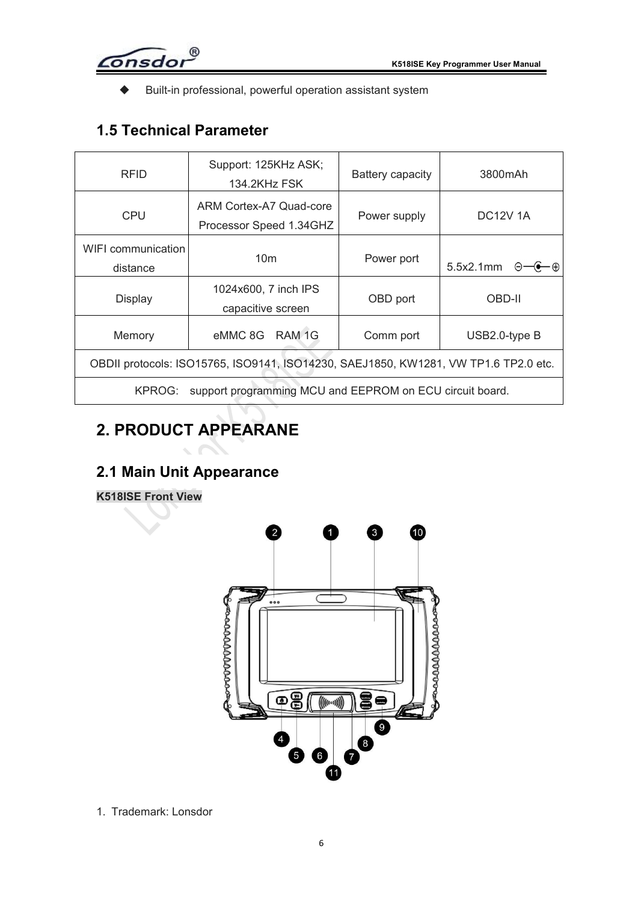- Built-in professional, powerful operation assistant system

## 1.5 Technical Parameter

| RFID | Support: 125KHz ASK; 134.2KHz FSK | Battery capacity | 3800mAh |
|---|---|---|---|
| CPU | ARM Cortex-A7 Quad-core Processor Speed 1.34GHZ | Power supply | DC12V 1A |
| WIFI communication distance | 10m | Power port | 5.5x2.1mm ⊖—◐—⊕ |
| Display | 1024x600, 7 inch IPS capacitive screen | OBD port | OBD-II |
| Memory | eMMC 8G RAM 1G | Comm port | USB2.0-type B |
| OBDII protocols: ISO15765, ISO9141, ISO14230, SAEJ1850, KW1281, VW TP1.6 TP2.0 etc. | | | |
| KPROG: support programming MCU and EEPROM on ECU circuit board. | | | |

# 2. PRODUCT APPEARANE

## 2.1 Main Unit Appearance

**K518ISE Front View**

1. Trademark: Lonsdor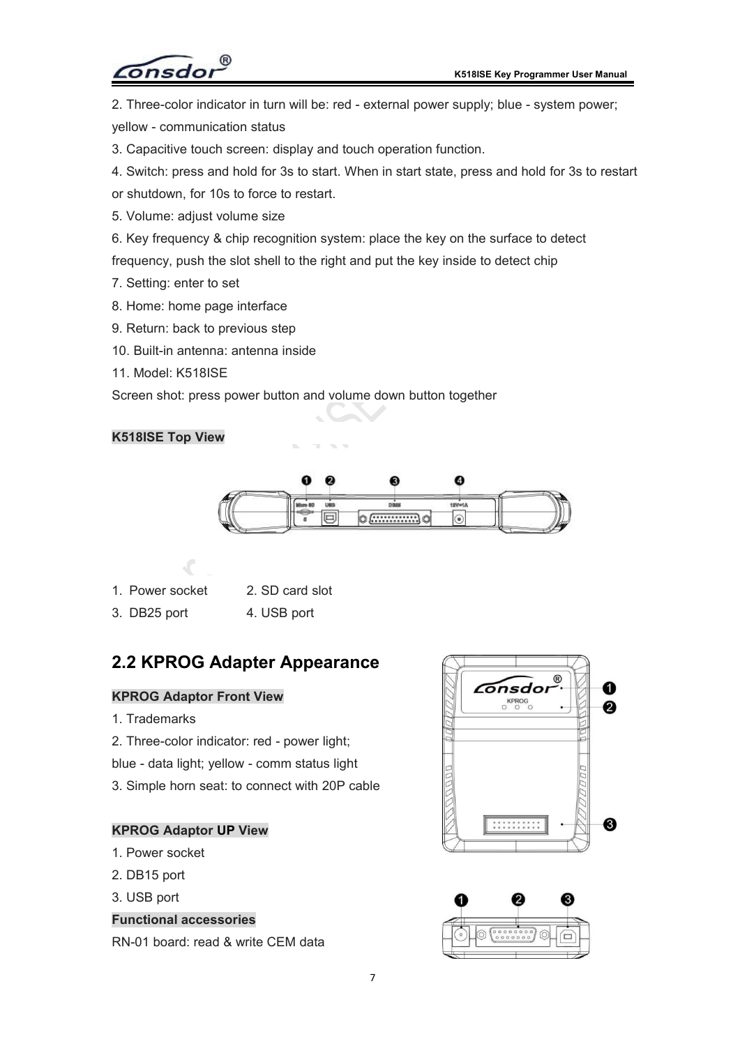2. Three-color indicator in turn will be: red - external power supply; blue - system power; yellow - communication status

3. Capacitive touch screen: display and touch operation function.

4. Switch: press and hold for 3s to start. When in start state, press and hold for 3s to restart or shutdown, for 10s to force to restart.

5. Volume: adjust volume size

6. Key frequency & chip recognition system: place the key on the surface to detect frequency, push the slot shell to the right and put the key inside to detect chip

7. Setting: enter to set

8. Home: home page interface

9. Return: back to previous step

10. Built-in antenna: antenna inside

11. Model: K518ISE

Screen shot: press power button and volume down button together

**K518ISE Top View**

1. Power socket
2. SD card slot
3. DB25 port
4. USB port

## 2.2 KPROG Adapter Appearance

**KPROG Adaptor Front View**

1. Trademarks
2. Three-color indicator: red - power light; blue - data light; yellow - comm status light
3. Simple horn seat: to connect with 20P cable

**KPROG Adaptor UP View**

1. Power socket
2. DB15 port
3. USB port

**Functional accessories**

RN-01 board: read & write CEM data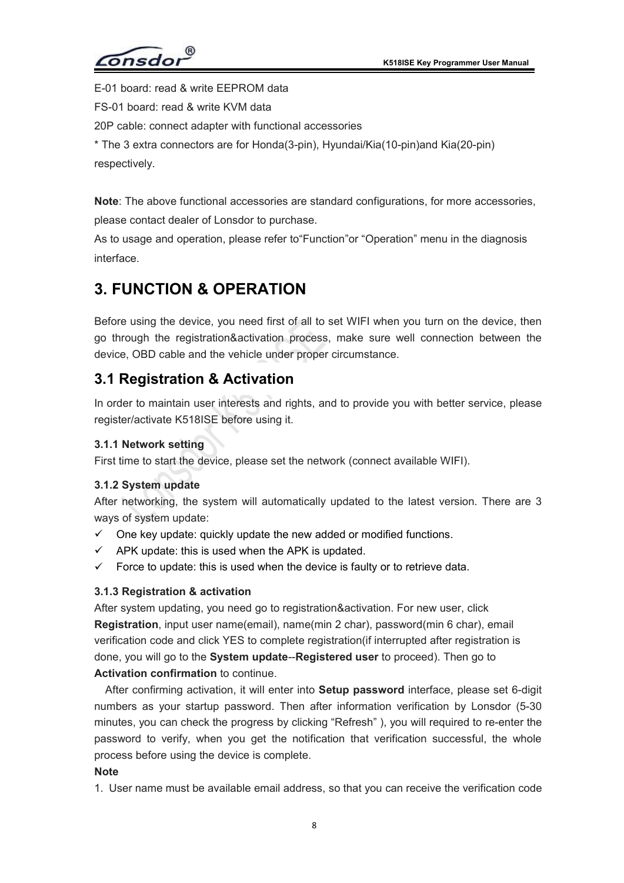E-01 board: read & write EEPROM data

FS-01 board: read & write KVM data

20P cable: connect adapter with functional accessories

* The 3 extra connectors are for Honda(3-pin), Hyundai/Kia(10-pin)and Kia(20-pin) respectively.

**Note**: The above functional accessories are standard configurations, for more accessories, please contact dealer of Lonsdor to purchase.

As to usage and operation, please refer to“Function”or “Operation” menu in the diagnosis interface.

# 3. FUNCTION & OPERATION

Before using the device, you need first of all to set WIFI when you turn on the device, then go through the registration&activation process, make sure well connection between the device, OBD cable and the vehicle under proper circumstance.

## 3.1 Registration & Activation

In order to maintain user interests and rights, and to provide you with better service, please register/activate K518ISE before using it.

### 3.1.1 Network setting

First time to start the device, please set the network (connect available WIFI).

### 3.1.2 System update

After networking, the system will automatically updated to the latest version. There are 3 ways of system update:

- ✓ One key update: quickly update the new added or modified functions.
- ✓ APK update: this is used when the APK is updated.
- ✓ Force to update: this is used when the device is faulty or to retrieve data.

### 3.1.3 Registration & activation

After system updating, you need go to registration&activation. For new user, click **Registration**, input user name(email), name(min 2 char), password(min 6 char), email verification code and click YES to complete registration(if interrupted after registration is done, you will go to the **System update**--**Registered user** to proceed). Then go to **Activation confirmation** to continue.

After confirming activation, it will enter into **Setup password** interface, please set 6-digit numbers as your startup password. Then after information verification by Lonsdor (5-30 minutes, you can check the progress by clicking “Refresh” ), you will required to re-enter the password to verify, when you get the notification that verification successful, the whole process before using the device is complete.

**Note**

1. User name must be available email address, so that you can receive the verification code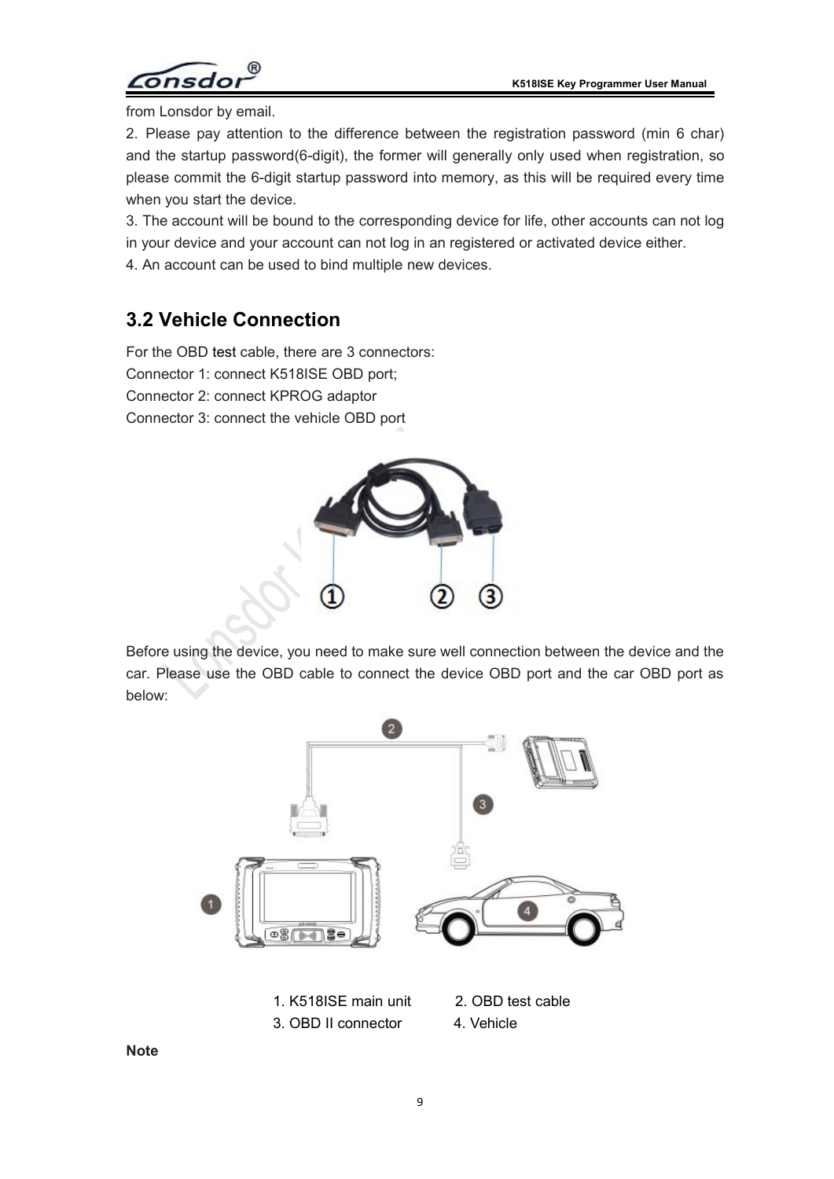from Lonsdor by email.

2. Please pay attention to the difference between the registration password (min 6 char) and the startup password(6-digit), the former will generally only used when registration, so please commit the 6-digit startup password into memory, as this will be required every time when you start the device.

3. The account will be bound to the corresponding device for life, other accounts can not log in your device and your account can not log in an registered or activated device either.

4. An account can be used to bind multiple new devices.

## 3.2 Vehicle Connection

For the OBD test cable, there are 3 connectors:

Connector 1: connect K518ISE OBD port;

Connector 2: connect KPROG adaptor

Connector 3: connect the vehicle OBD port

Before using the device, you need to make sure well connection between the device and the car. Please use the OBD cable to connect the device OBD port and the car OBD port as below:

1. K518ISE main unit 2. OBD test cable

3. OBD II connector 4. Vehicle

**Note**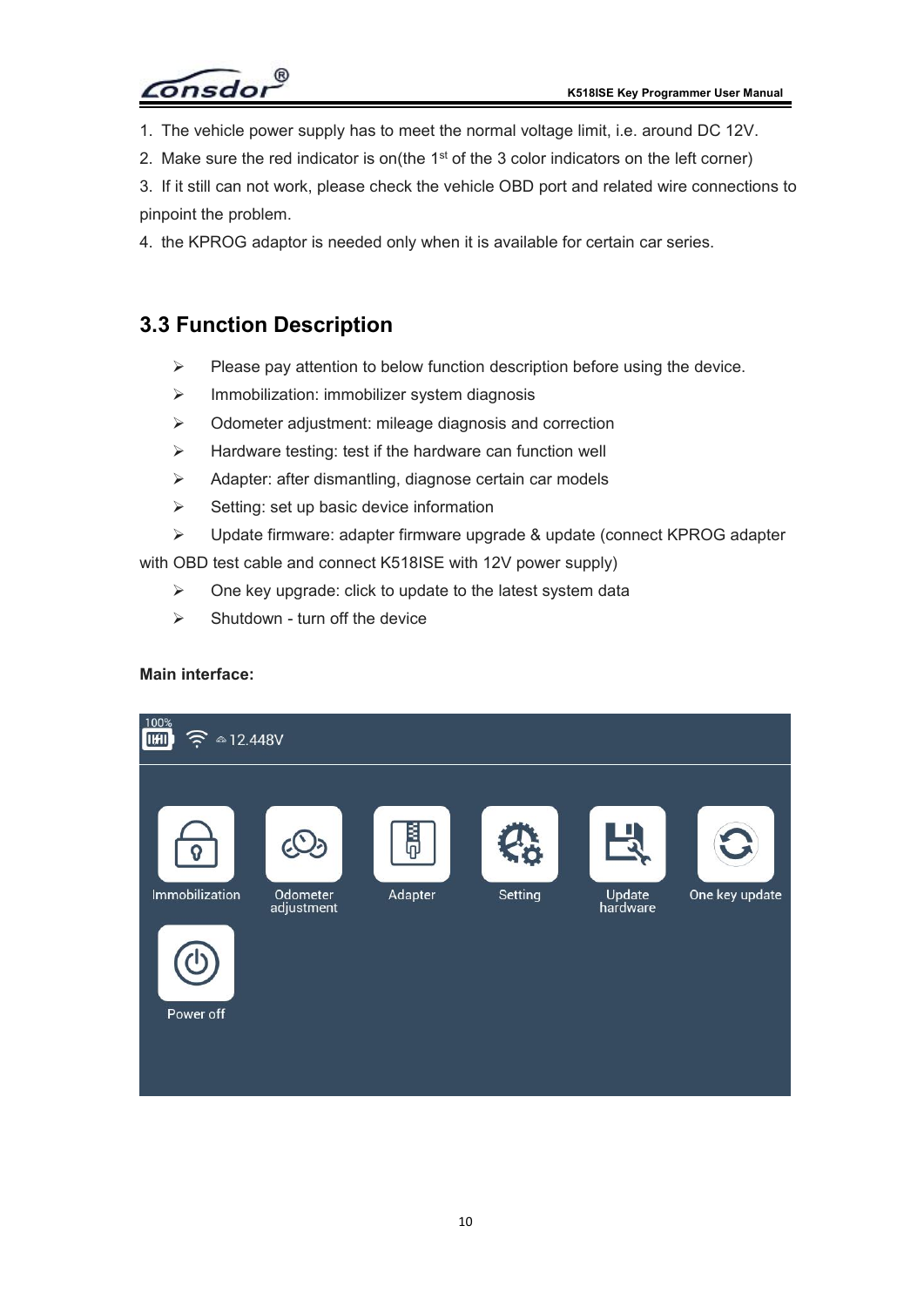1. The vehicle power supply has to meet the normal voltage limit, i.e. around DC 12V.
2. Make sure the red indicator is on(the 1st of the 3 color indicators on the left corner)
3. If it still can not work, please check the vehicle OBD port and related wire connections to pinpoint the problem.
4. the KPROG adaptor is needed only when it is available for certain car series.

## 3.3 Function Description

- Please pay attention to below function description before using the device.
- Immobilization: immobilizer system diagnosis
- Odometer adjustment: mileage diagnosis and correction
- Hardware testing: test if the hardware can function well
- Adapter: after dismantling, diagnose certain car models
- Setting: set up basic device information
- Update firmware: adapter firmware upgrade & update (connect KPROG adapter with OBD test cable and connect K518ISE with 12V power supply)
- One key upgrade: click to update to the latest system data
- Shutdown - turn off the device

**Main interface:**

100% 12.448V

Immobilization | Odometer adjustment | Adapter | Setting | Update hardware | One key update

Power off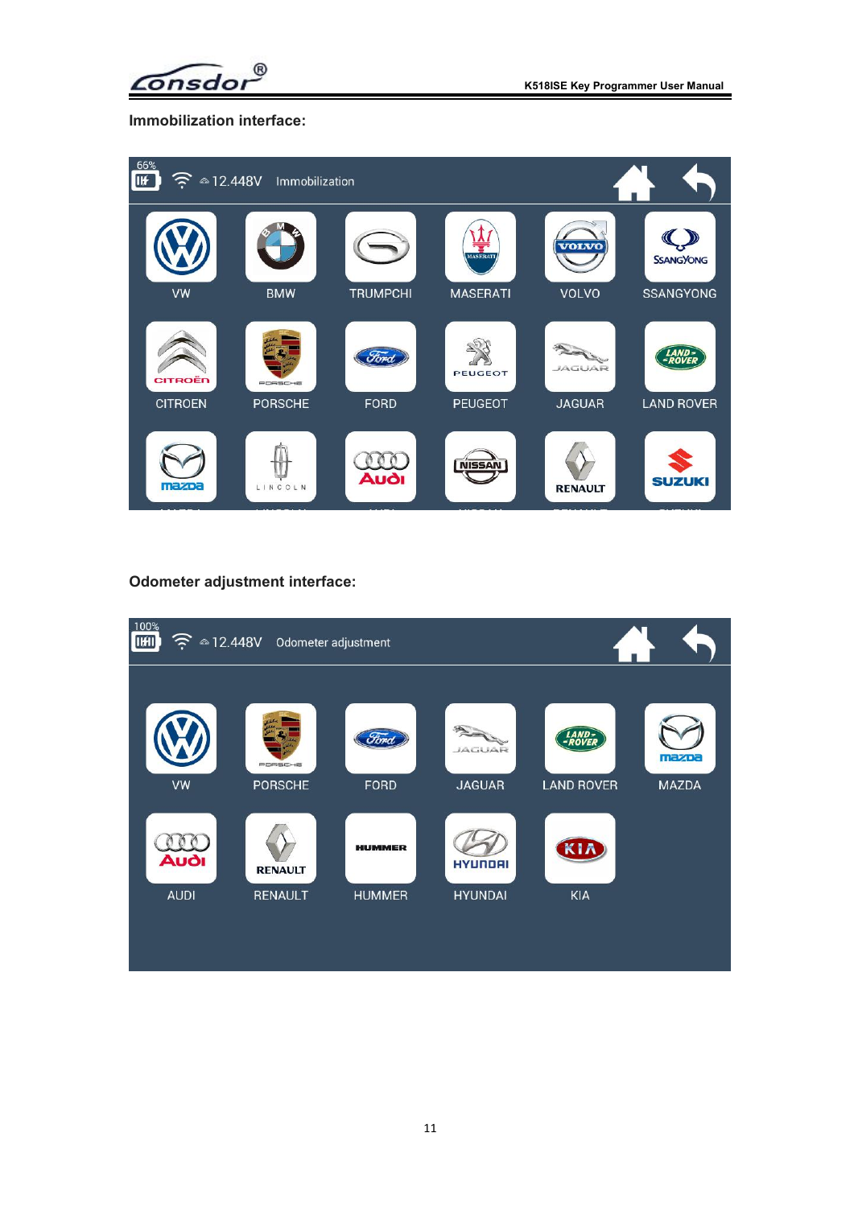**Immobilization interface:**

66% 12.448V Immobilization

VW BMW TRUMPCHI MASERATI VOLVO SSANGYONG

CITROEN PORSCHE FORD PEUGEOT JAGUAR LAND ROVER

**Odometer adjustment interface:**

100% 12.448V Odometer adjustment

VW PORSCHE FORD JAGUAR LAND ROVER MAZDA

AUDI RENAULT HUMMER HYUNDAI KIA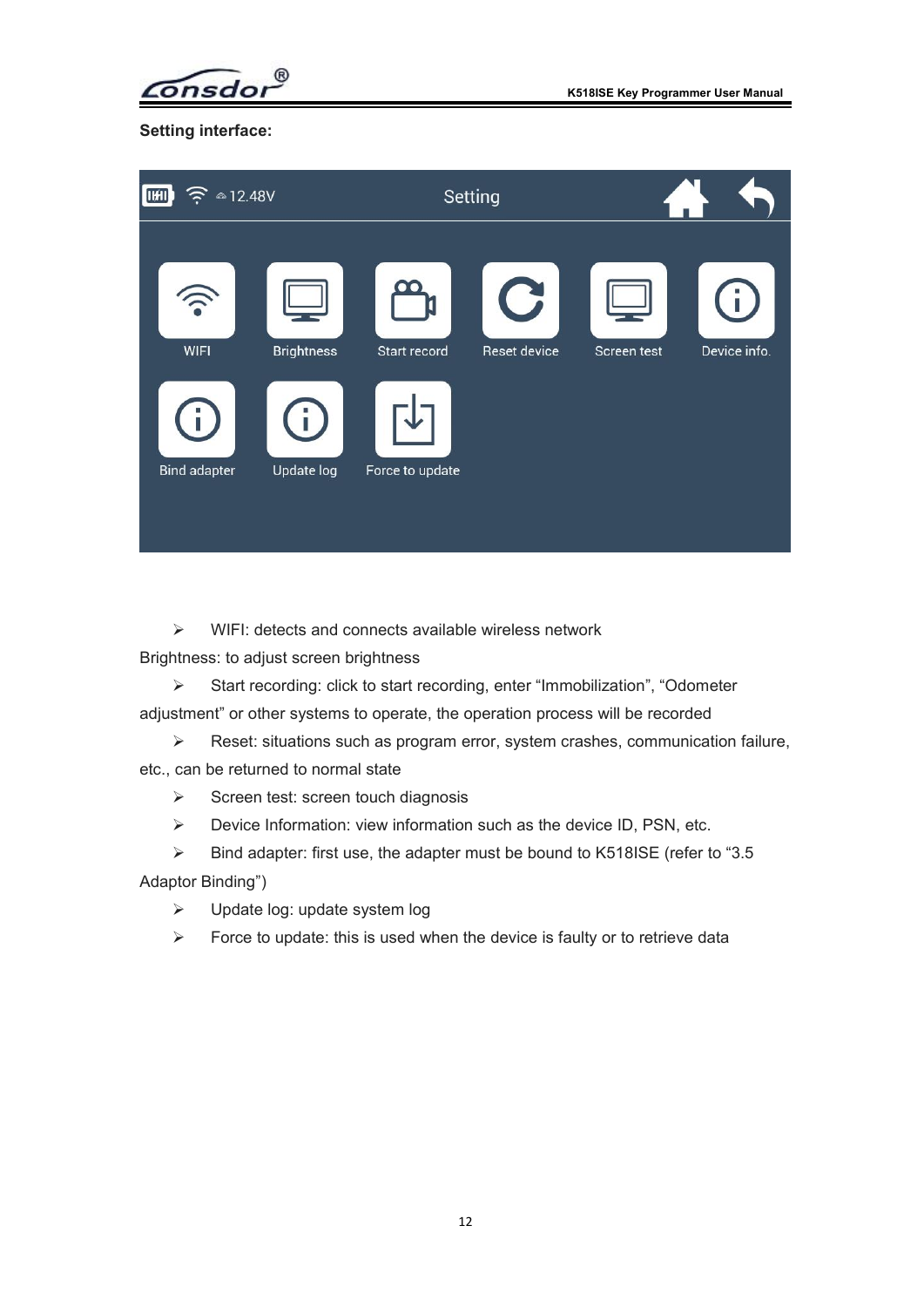**Setting interface:**

- WIFI: detects and connects available wireless network

Brightness: to adjust screen brightness

- Start recording: click to start recording, enter “Immobilization”, “Odometer adjustment” or other systems to operate, the operation process will be recorded
- Reset: situations such as program error, system crashes, communication failure, etc., can be returned to normal state
- Screen test: screen touch diagnosis
- Device Information: view information such as the device ID, PSN, etc.
- Bind adapter: first use, the adapter must be bound to K518ISE (refer to “3.5 Adaptor Binding”)
- Update log: update system log
- Force to update: this is used when the device is faulty or to retrieve data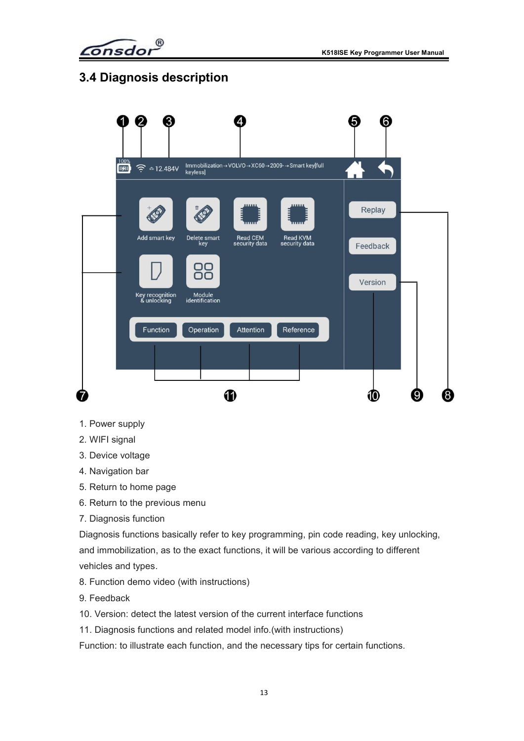## 3.4 Diagnosis description

1. Power supply
2. WIFI signal
3. Device voltage
4. Navigation bar
5. Return to home page
6. Return to the previous menu
7. Diagnosis function

Diagnosis functions basically refer to key programming, pin code reading, key unlocking, and immobilization, as to the exact functions, it will be various according to different vehicles and types.

8. Function demo video (with instructions)
9. Feedback
10. Version: detect the latest version of the current interface functions
11. Diagnosis functions and related model info.(with instructions)

Function: to illustrate each function, and the necessary tips for certain functions.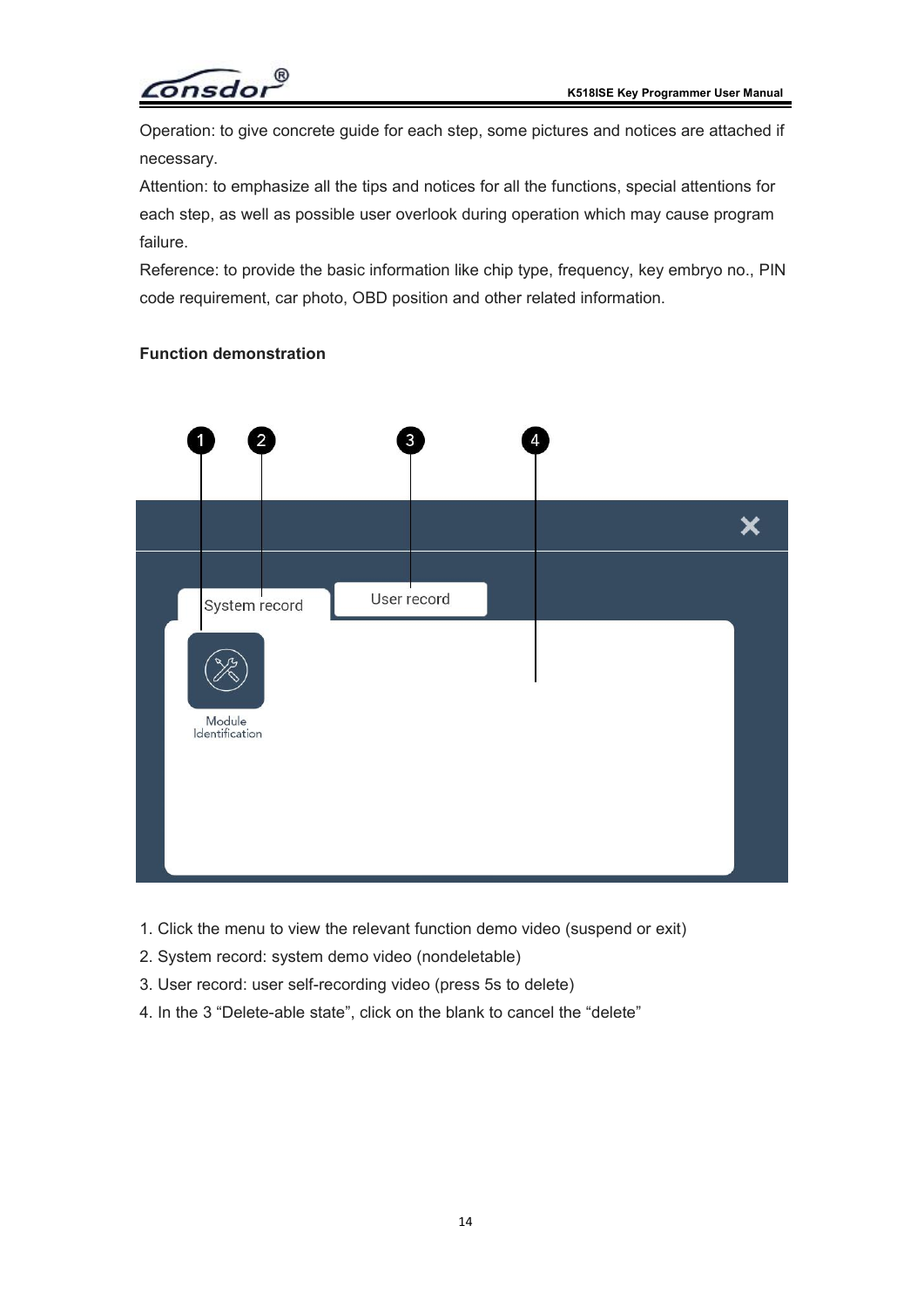Operation: to give concrete guide for each step, some pictures and notices are attached if necessary.

Attention: to emphasize all the tips and notices for all the functions, special attentions for each step, as well as possible user overlook during operation which may cause program failure.

Reference: to provide the basic information like chip type, frequency, key embryo no., PIN code requirement, car photo, OBD position and other related information.

**Function demonstration**

1. Click the menu to view the relevant function demo video (suspend or exit)
2. System record: system demo video (nondeletable)
3. User record: user self-recording video (press 5s to delete)
4. In the 3 “Delete-able state”, click on the blank to cancel the “delete”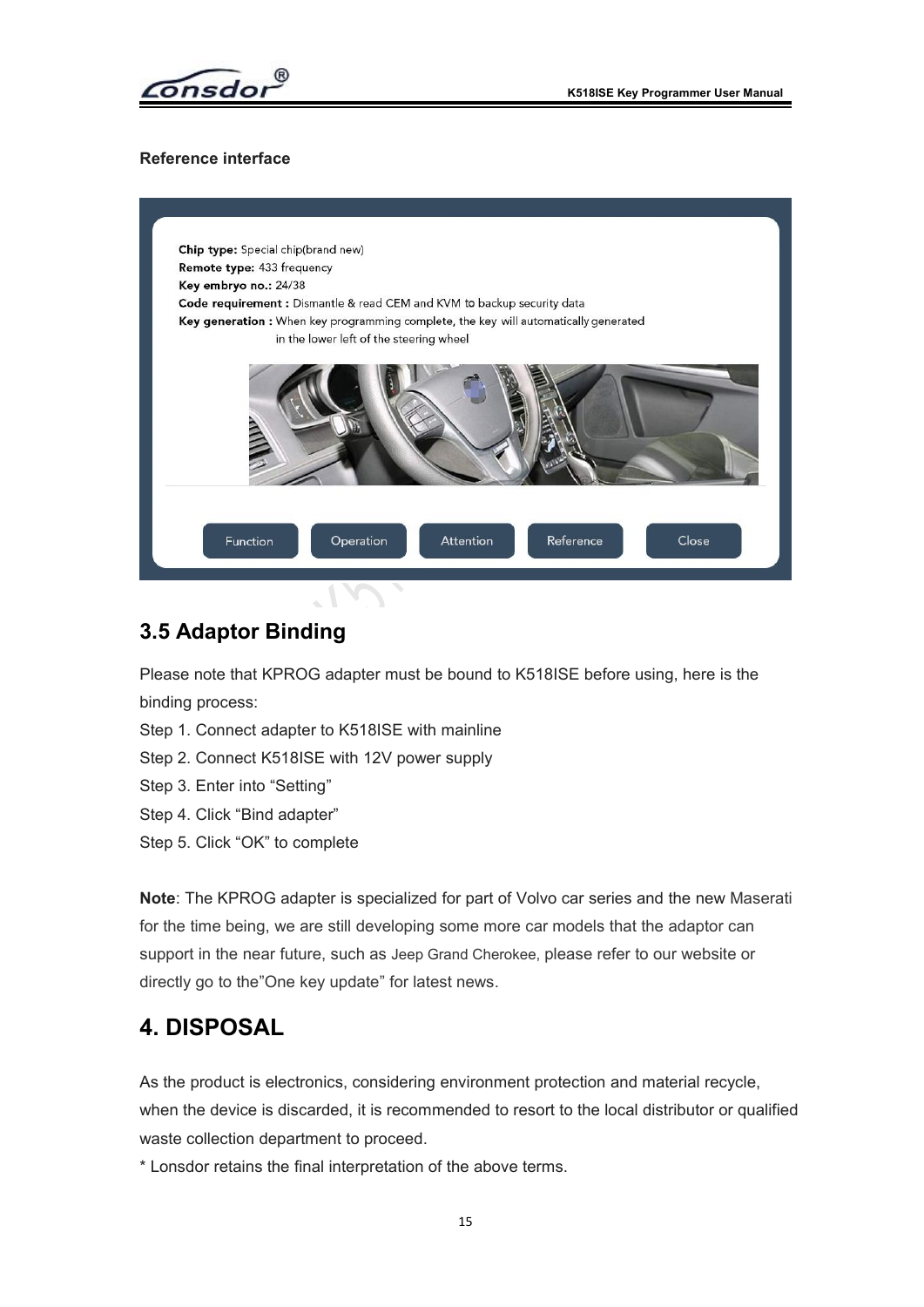**Reference interface**

**Chip type:** Special chip(brand new)
**Remote type:** 433 frequency
**Key embryo no.:** 24/38
**Code requirement :** Dismantle & read CEM and KVM to backup security data
**Key generation :** When key programming complete, the key will automatically generated in the lower left of the steering wheel

Function Operation Attention Reference Close

## 3.5 Adaptor Binding

Please note that KPROG adapter must be bound to K518ISE before using, here is the binding process:

Step 1. Connect adapter to K518ISE with mainline

Step 2. Connect K518ISE with 12V power supply

Step 3. Enter into "Setting"

Step 4. Click "Bind adapter"

Step 5. Click "OK" to complete

**Note**: The KPROG adapter is specialized for part of Volvo car series and the new Maserati for the time being, we are still developing some more car models that the adaptor can support in the near future, such as Jeep Grand Cherokee, please refer to our website or directly go to the"One key update" for latest news.

# 4. DISPOSAL

As the product is electronics, considering environment protection and material recycle, when the device is discarded, it is recommended to resort to the local distributor or qualified waste collection department to proceed.

* Lonsdor retains the final interpretation of the above terms.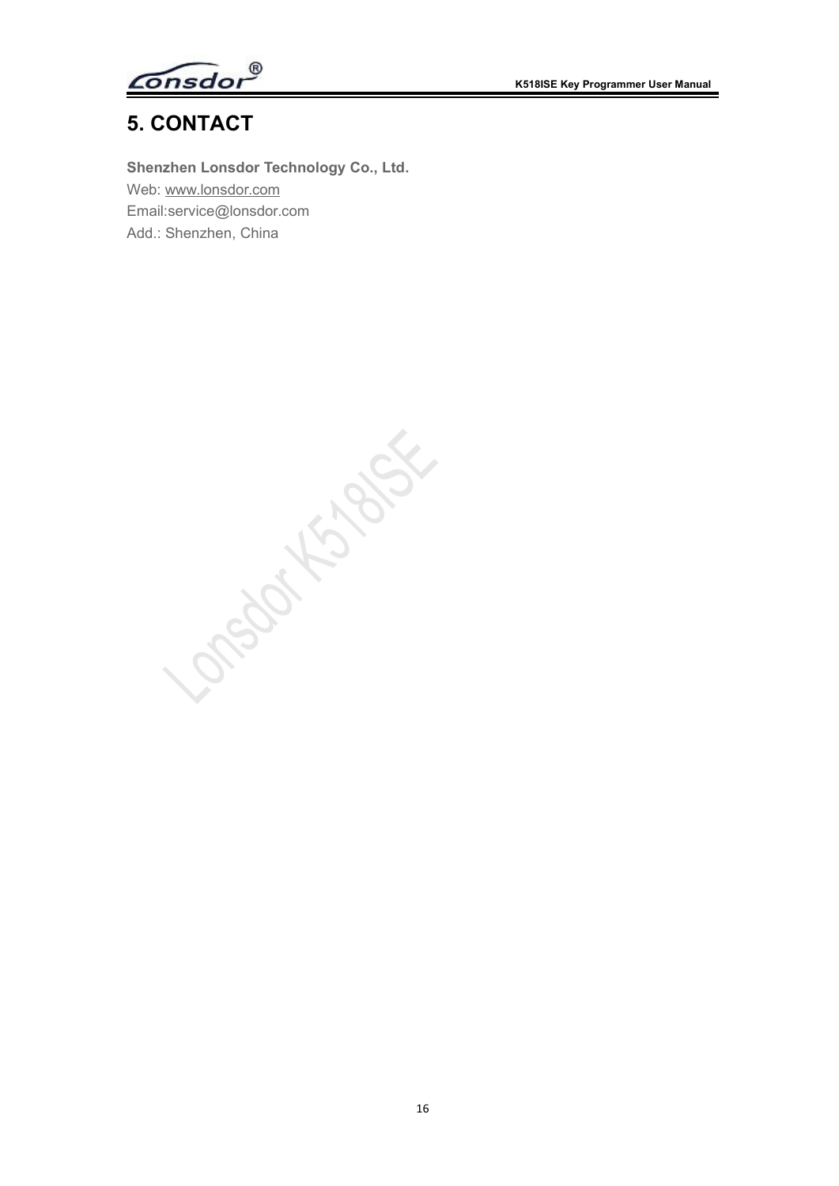# 5. CONTACT

**Shenzhen Lonsdor Technology Co., Ltd.**

Web: www.lonsdor.com

Email:service@lonsdor.com

Add.: Shenzhen, China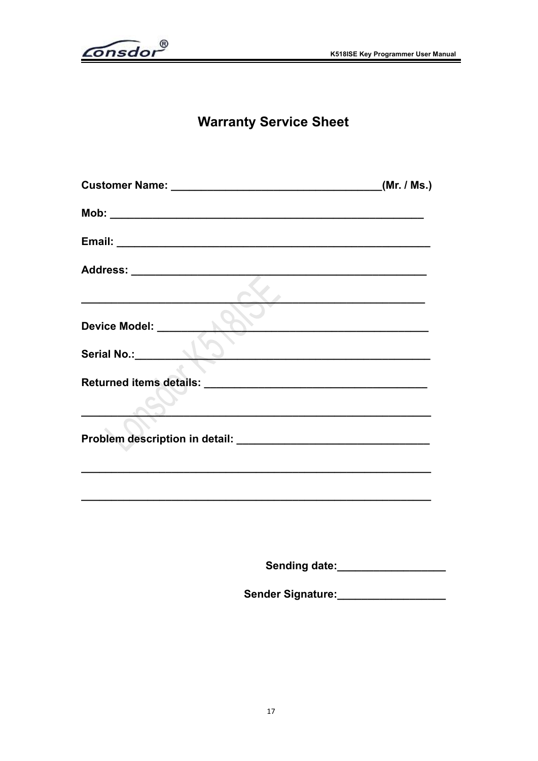# Warranty Service Sheet

**Customer Name: __________________________________(Mr. / Ms.)**

**Mob: ___________________________________________________**

**Email: __________________________________________________**

**Address: ________________________________________________**

**________________________________________________________**

**Device Model: ____________________________________________**

**Serial No.:_______________________________________________**

**Returned items details: ____________________________________**

**_________________________________________________________**

**Problem description in detail: _______________________________**

**_________________________________________________________**

**_________________________________________________________**

**Sending date:__________________**

**Sender Signature:__________________**